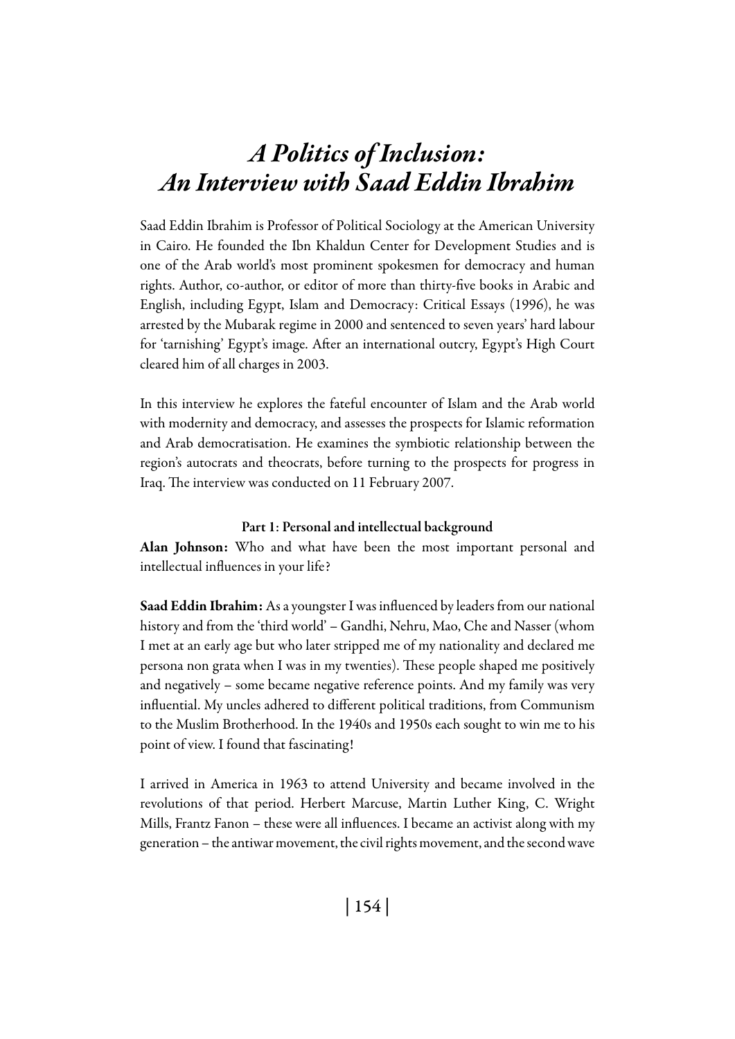# *A Politics of Inclusion: An Interview with Saad Eddin Ibrahim*

Saad Eddin Ibrahim is Professor of Political Sociology at the American University in Cairo. He founded the Ibn Khaldun Center for Development Studies and is one of the Arab world's most prominent spokesmen for democracy and human rights. Author, co-author, or editor of more than thirty-five books in Arabic and English, including Egypt, Islam and Democracy: Critical Essays (1996), he was arrested by the Mubarak regime in 2000 and sentenced to seven years' hard labour for 'tarnishing' Egypt's image. After an international outcry, Egypt's High Court cleared him of all charges in 2003.

In this interview he explores the fateful encounter of Islam and the Arab world with modernity and democracy, and assesses the prospects for Islamic reformation and Arab democratisation. He examines the symbiotic relationship between the region's autocrats and theocrats, before turning to the prospects for progress in Iraq. The interview was conducted on 11 February 2007.

### Part 1: Personal and intellectual background

**Alan Johnson:** Who and what have been the most important personal and intellectual influences in your life?

**Saad Eddin Ibrahim:** As a youngster I was influenced by leaders from our national history and from the 'third world' – Gandhi, Nehru, Mao, Che and Nasser (whom I met at an early age but who later stripped me of my nationality and declared me persona non grata when I was in my twenties). These people shaped me positively and negatively – some became negative reference points. And my family was very influential. My uncles adhered to different political traditions, from Communism to the Muslim Brotherhood. In the 1940s and 1950s each sought to win me to his point of view. I found that fascinating!

I arrived in America in 1963 to attend University and became involved in the revolutions of that period. Herbert Marcuse, Martin Luther King, C. Wright Mills, Frantz Fanon – these were all influences. I became an activist along with my generation – the antiwar movement, the civil rights movement, and the second wave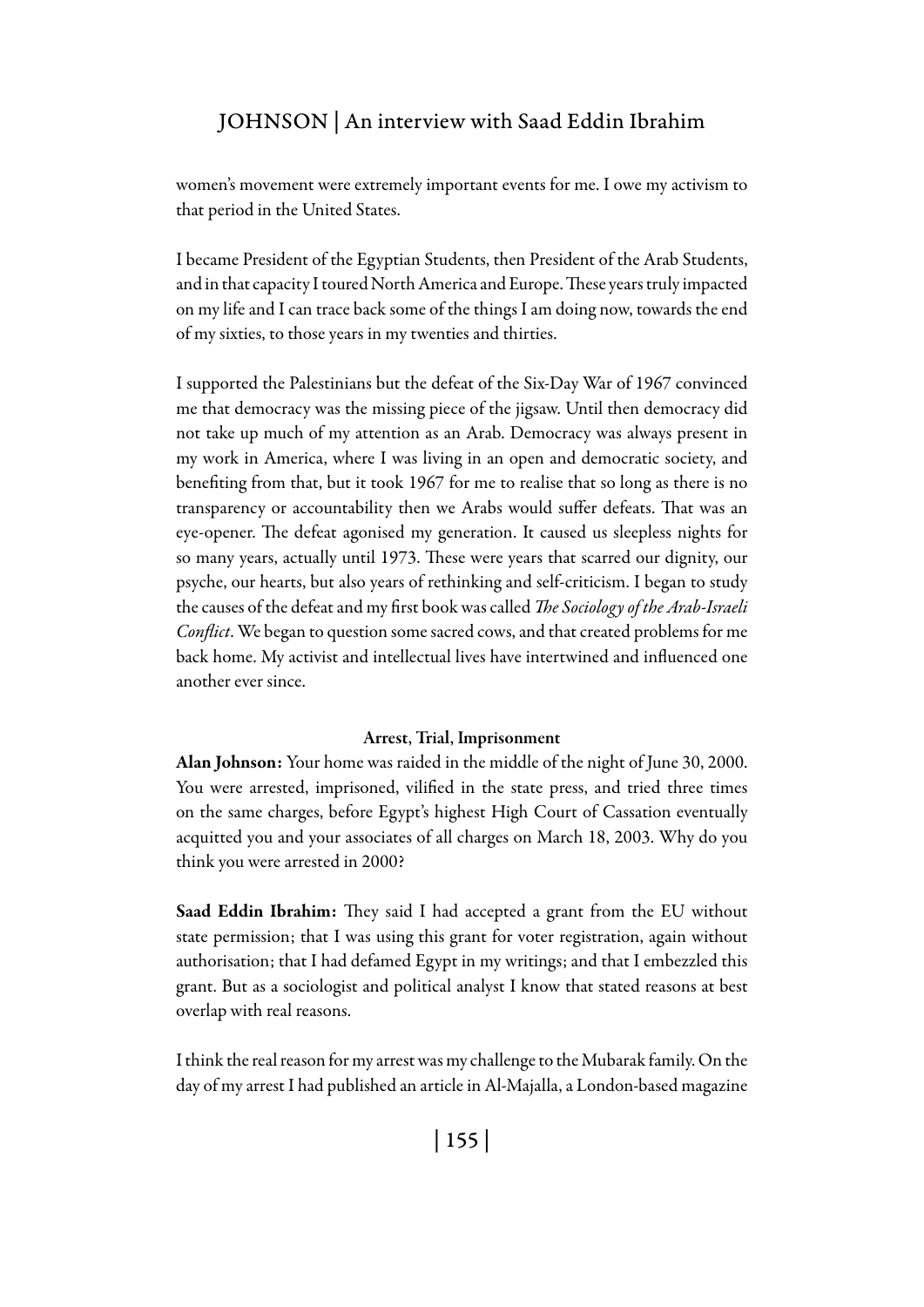women's movement were extremely important events for me. I owe my activism to that period in the United States.

I became President of the Egyptian Students, then President of the Arab Students, and in that capacity I toured North America and Europe. These years truly impacted on my life and I can trace back some of the things I am doing now, towards the end of my sixties, to those years in my twenties and thirties.

I supported the Palestinians but the defeat of the Six-Day War of 1967 convinced me that democracy was the missing piece of the jigsaw. Until then democracy did not take up much of my attention as an Arab. Democracy was always present in my work in America, where I was living in an open and democratic society, and benefiting from that, but it took 1967 for me to realise that so long as there is no transparency or accountability then we Arabs would suffer defeats. That was an eye-opener. The defeat agonised my generation. It caused us sleepless nights for so many years, actually until 1973. These were years that scarred our dignity, our psyche, our hearts, but also years of rethinking and self-criticism. I began to study the causes of the defeat and my first book was called *The Sociology of the Arab-Israeli Conflict*. We began to question some sacred cows, and that created problems for me back home. My activist and intellectual lives have intertwined and influenced one another ever since.

### Arrest, Trial, Imprisonment

**Alan Johnson:** Your home was raided in the middle of the night of June 30, 2000. You were arrested, imprisoned, vilified in the state press, and tried three times on the same charges, before Egypt's highest High Court of Cassation eventually acquitted you and your associates of all charges on March 18, 2003. Why do you think you were arrested in 2000?

**Saad Eddin Ibrahim:** They said I had accepted a grant from the EU without state permission; that I was using this grant for voter registration, again without authorisation; that I had defamed Egypt in my writings; and that I embezzled this grant. But as a sociologist and political analyst I know that stated reasons at best overlap with real reasons.

I think the real reason for my arrest was my challenge to the Mubarak family. On the day of my arrest I had published an article in Al-Majalla, a London-based magazine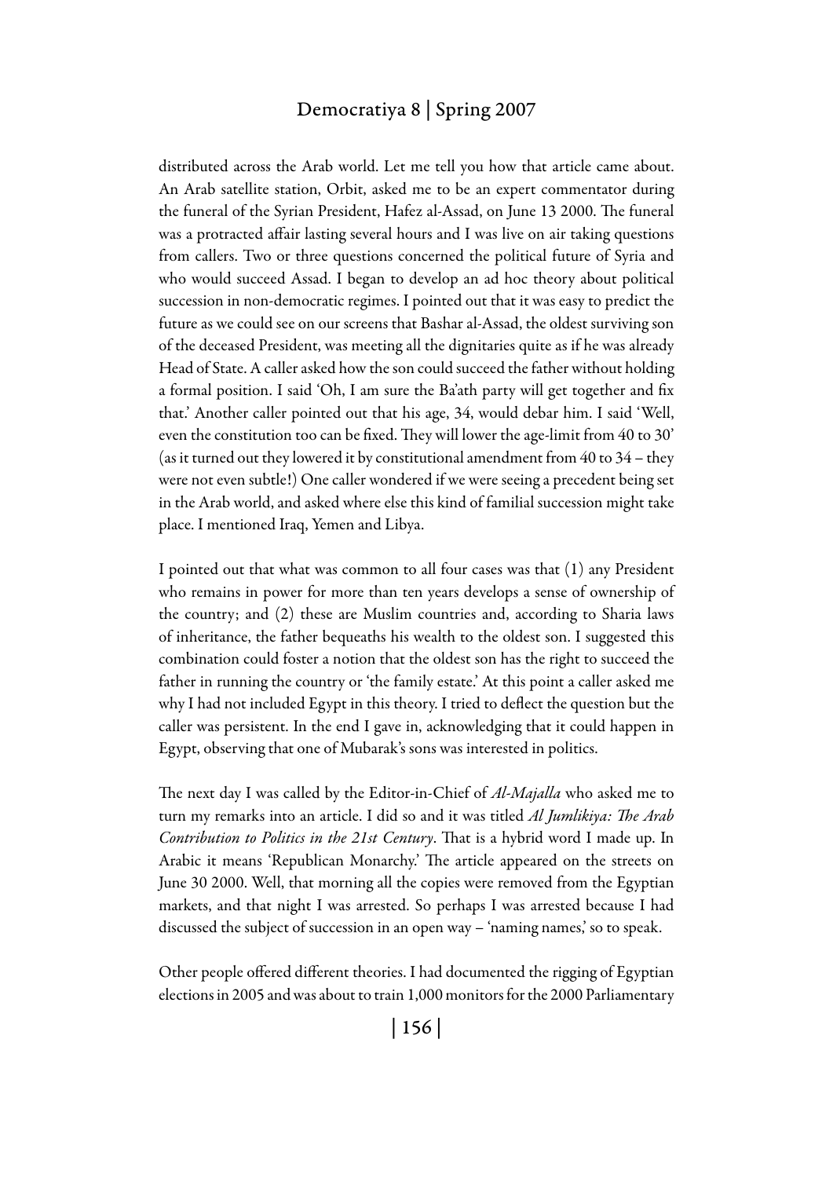distributed across the Arab world. Let me tell you how that article came about. An Arab satellite station, Orbit, asked me to be an expert commentator during the funeral of the Syrian President, Hafez al-Assad, on June 13 2000. The funeral was a protracted affair lasting several hours and I was live on air taking questions from callers. Two or three questions concerned the political future of Syria and who would succeed Assad. I began to develop an ad hoc theory about political succession in non-democratic regimes. I pointed out that it was easy to predict the future as we could see on our screens that Bashar al-Assad, the oldest surviving son of the deceased President, was meeting all the dignitaries quite as if he was already Head of State. A caller asked how the son could succeed the father without holding a formal position. I said 'Oh, I am sure the Ba'ath party will get together and fix that.' Another caller pointed out that his age, 34, would debar him. I said 'Well, even the constitution too can be fixed. They will lower the age-limit from 40 to 30' (as it turned out they lowered it by constitutional amendment from 40 to 34 – they were not even subtle!) One caller wondered if we were seeing a precedent being set in the Arab world, and asked where else this kind of familial succession might take place. I mentioned Iraq, Yemen and Libya.

I pointed out that what was common to all four cases was that (1) any President who remains in power for more than ten years develops a sense of ownership of the country; and (2) these are Muslim countries and, according to Sharia laws of inheritance, the father bequeaths his wealth to the oldest son. I suggested this combination could foster a notion that the oldest son has the right to succeed the father in running the country or 'the family estate.' At this point a caller asked me why I had not included Egypt in this theory. I tried to deflect the question but the caller was persistent. In the end I gave in, acknowledging that it could happen in Egypt, observing that one of Mubarak's sons was interested in politics.

The next day I was called by the Editor-in-Chief of *Al-Majalla* who asked me to turn my remarks into an article. I did so and it was titled *Al Jumlikiya: The Arab Contribution to Politics in the 21st Century*. That is a hybrid word I made up. In Arabic it means 'Republican Monarchy.' The article appeared on the streets on June 30 2000. Well, that morning all the copies were removed from the Egyptian markets, and that night I was arrested. So perhaps I was arrested because I had discussed the subject of succession in an open way – 'naming names,' so to speak.

Other people offered different theories. I had documented the rigging of Egyptian elections in 2005 and was about to train 1,000 monitors for the 2000 Parliamentary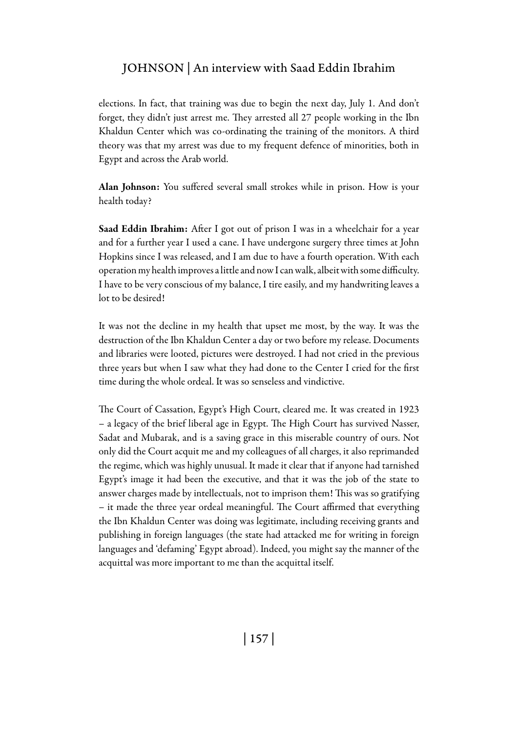elections. In fact, that training was due to begin the next day, July 1. And don't forget, they didn't just arrest me. They arrested all 27 people working in the Ibn Khaldun Center which was co-ordinating the training of the monitors. A third theory was that my arrest was due to my frequent defence of minorities, both in Egypt and across the Arab world.

**Alan Johnson:** You suffered several small strokes while in prison. How is your health today?

**Saad Eddin Ibrahim:** After I got out of prison I was in a wheelchair for a year and for a further year I used a cane. I have undergone surgery three times at John Hopkins since I was released, and I am due to have a fourth operation. With each operation my health improves a little and now I can walk, albeit with some difficulty. I have to be very conscious of my balance, I tire easily, and my handwriting leaves a lot to be desired!

It was not the decline in my health that upset me most, by the way. It was the destruction of the Ibn Khaldun Center a day or two before my release. Documents and libraries were looted, pictures were destroyed. I had not cried in the previous three years but when I saw what they had done to the Center I cried for the first time during the whole ordeal. It was so senseless and vindictive.

The Court of Cassation, Egypt's High Court, cleared me. It was created in 1923 – a legacy of the brief liberal age in Egypt. The High Court has survived Nasser, Sadat and Mubarak, and is a saving grace in this miserable country of ours. Not only did the Court acquit me and my colleagues of all charges, it also reprimanded the regime, which was highly unusual. It made it clear that if anyone had tarnished Egypt's image it had been the executive, and that it was the job of the state to answer charges made by intellectuals, not to imprison them! This was so gratifying – it made the three year ordeal meaningful. The Court affirmed that everything the Ibn Khaldun Center was doing was legitimate, including receiving grants and publishing in foreign languages (the state had attacked me for writing in foreign languages and 'defaming' Egypt abroad). Indeed, you might say the manner of the acquittal was more important to me than the acquittal itself.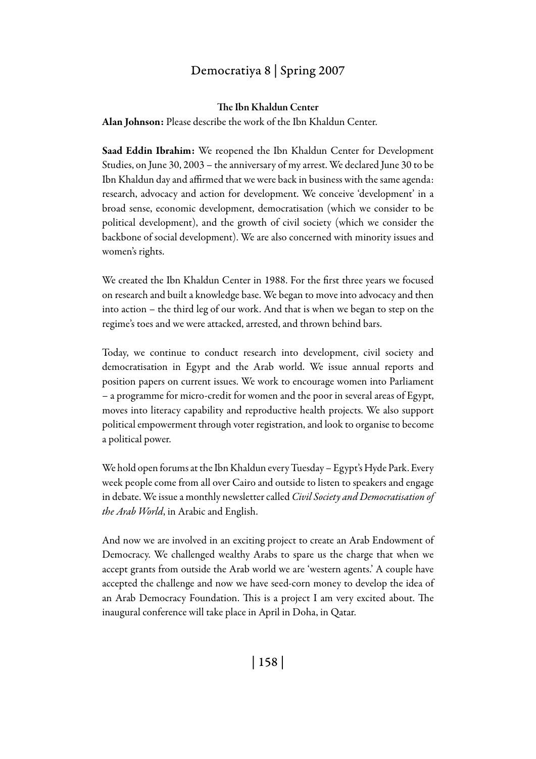### The Ibn Khaldun Center

**Alan Johnson:** Please describe the work of the Ibn Khaldun Center.

**Saad Eddin Ibrahim:** We reopened the Ibn Khaldun Center for Development Studies, on June 30, 2003 – the anniversary of my arrest. We declared June 30 to be Ibn Khaldun day and affirmed that we were back in business with the same agenda: research, advocacy and action for development. We conceive 'development' in a broad sense, economic development, democratisation (which we consider to be political development), and the growth of civil society (which we consider the backbone of social development). We are also concerned with minority issues and women's rights.

We created the Ibn Khaldun Center in 1988. For the first three years we focused on research and built a knowledge base. We began to move into advocacy and then into action – the third leg of our work. And that is when we began to step on the regime's toes and we were attacked, arrested, and thrown behind bars.

Today, we continue to conduct research into development, civil society and democratisation in Egypt and the Arab world. We issue annual reports and position papers on current issues. We work to encourage women into Parliament – a programme for micro-credit for women and the poor in several areas of Egypt, moves into literacy capability and reproductive health projects. We also support political empowerment through voter registration, and look to organise to become a political power.

We hold open forums at the Ibn Khaldun every Tuesday – Egypt's Hyde Park. Every week people come from all over Cairo and outside to listen to speakers and engage in debate. We issue a monthly newsletter called *Civil Society and Democratisation of the Arab World*, in Arabic and English.

And now we are involved in an exciting project to create an Arab Endowment of Democracy. We challenged wealthy Arabs to spare us the charge that when we accept grants from outside the Arab world we are 'western agents.' A couple have accepted the challenge and now we have seed-corn money to develop the idea of an Arab Democracy Foundation. This is a project I am very excited about. The inaugural conference will take place in April in Doha, in Qatar.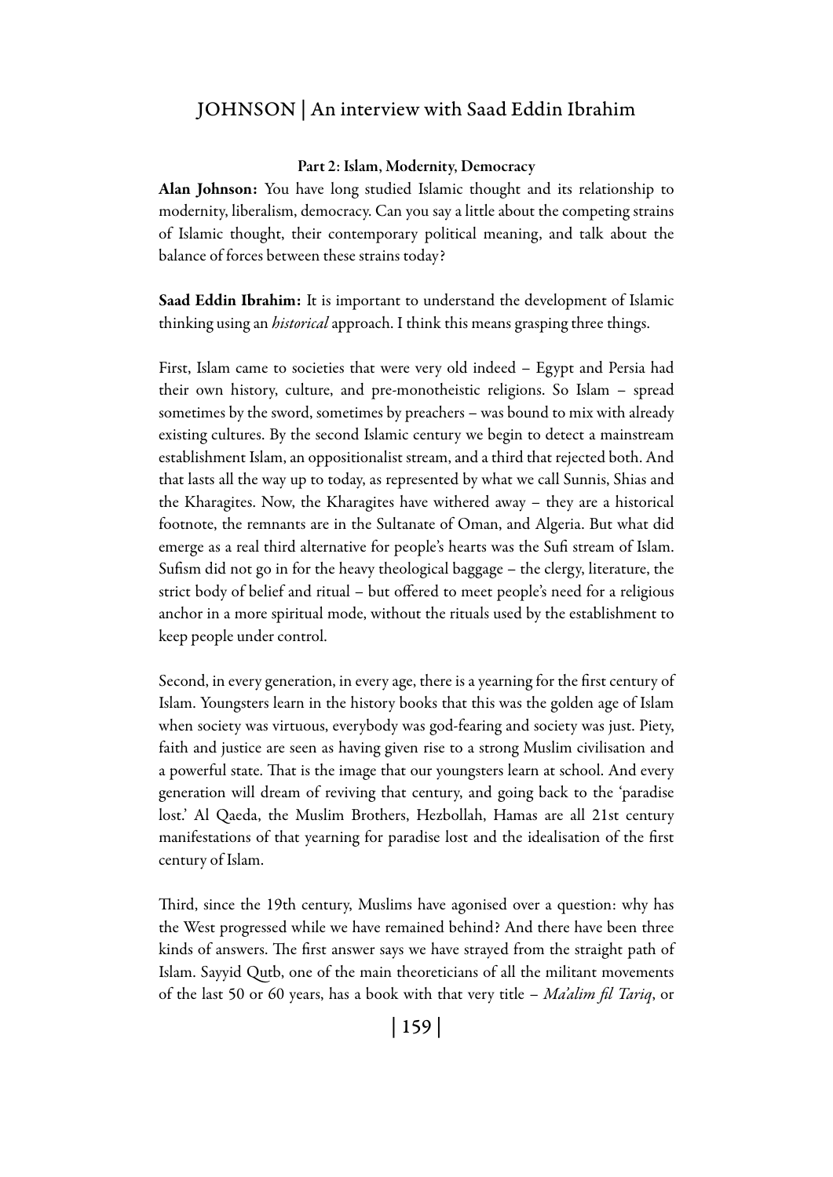### Part 2: Islam, Modernity, Democracy

**Alan Johnson:** You have long studied Islamic thought and its relationship to modernity, liberalism, democracy. Can you say a little about the competing strains of Islamic thought, their contemporary political meaning, and talk about the balance of forces between these strains today?

**Saad Eddin Ibrahim:** It is important to understand the development of Islamic thinking using an *historical* approach. I think this means grasping three things.

First, Islam came to societies that were very old indeed – Egypt and Persia had their own history, culture, and pre-monotheistic religions. So Islam – spread sometimes by the sword, sometimes by preachers – was bound to mix with already existing cultures. By the second Islamic century we begin to detect a mainstream establishment Islam, an oppositionalist stream, and a third that rejected both. And that lasts all the way up to today, as represented by what we call Sunnis, Shias and the Kharagites. Now, the Kharagites have withered away – they are a historical footnote, the remnants are in the Sultanate of Oman, and Algeria. But what did emerge as a real third alternative for people's hearts was the Sufi stream of Islam. Sufism did not go in for the heavy theological baggage – the clergy, literature, the strict body of belief and ritual – but offered to meet people's need for a religious anchor in a more spiritual mode, without the rituals used by the establishment to keep people under control.

Second, in every generation, in every age, there is a yearning for the first century of Islam. Youngsters learn in the history books that this was the golden age of Islam when society was virtuous, everybody was god-fearing and society was just. Piety, faith and justice are seen as having given rise to a strong Muslim civilisation and a powerful state. That is the image that our youngsters learn at school. And every generation will dream of reviving that century, and going back to the 'paradise lost.' Al Qaeda, the Muslim Brothers, Hezbollah, Hamas are all 21st century manifestations of that yearning for paradise lost and the idealisation of the first century of Islam.

Third, since the 19th century, Muslims have agonised over a question: why has the West progressed while we have remained behind? And there have been three kinds of answers. The first answer says we have strayed from the straight path of Islam. Sayyid Qutb, one of the main theoreticians of all the militant movements of the last 50 or 60 years, has a book with that very title – *Ma'alim fil Tariq*, or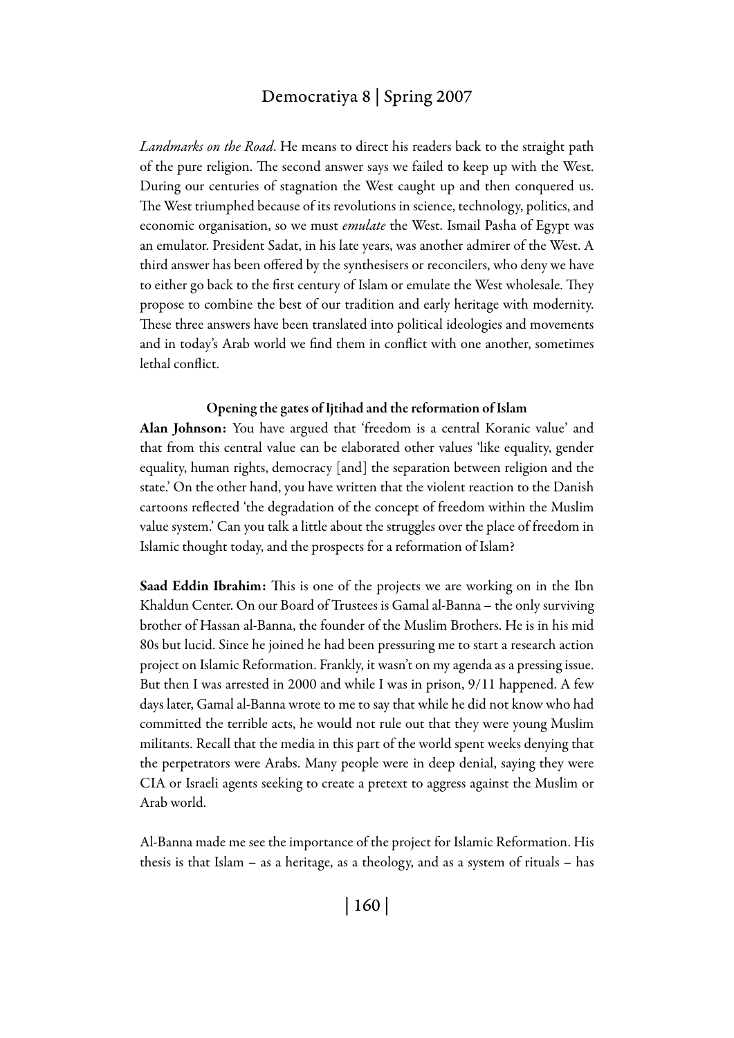*Landmarks on the Road*. He means to direct his readers back to the straight path of the pure religion. The second answer says we failed to keep up with the West. During our centuries of stagnation the West caught up and then conquered us. The West triumphed because of its revolutions in science, technology, politics, and economic organisation, so we must *emulate* the West. Ismail Pasha of Egypt was an emulator. President Sadat, in his late years, was another admirer of the West. A third answer has been offered by the synthesisers or reconcilers, who deny we have to either go back to the first century of Islam or emulate the West wholesale. They propose to combine the best of our tradition and early heritage with modernity. These three answers have been translated into political ideologies and movements and in today's Arab world we find them in conflict with one another, sometimes lethal conflict.

### Opening the gates of Ijtihad and the reformation of Islam

**Alan Johnson:** You have argued that 'freedom is a central Koranic value' and that from this central value can be elaborated other values 'like equality, gender equality, human rights, democracy [and] the separation between religion and the state.' On the other hand, you have written that the violent reaction to the Danish cartoons reflected 'the degradation of the concept of freedom within the Muslim value system.' Can you talk a little about the struggles over the place of freedom in Islamic thought today, and the prospects for a reformation of Islam?

**Saad Eddin Ibrahim:** This is one of the projects we are working on in the Ibn Khaldun Center. On our Board of Trustees is Gamal al-Banna – the only surviving brother of Hassan al-Banna, the founder of the Muslim Brothers. He is in his mid 80s but lucid. Since he joined he had been pressuring me to start a research action project on Islamic Reformation. Frankly, it wasn't on my agenda as a pressing issue. But then I was arrested in 2000 and while I was in prison, 9/11 happened. A few days later, Gamal al-Banna wrote to me to say that while he did not know who had committed the terrible acts, he would not rule out that they were young Muslim militants. Recall that the media in this part of the world spent weeks denying that the perpetrators were Arabs. Many people were in deep denial, saying they were CIA or Israeli agents seeking to create a pretext to aggress against the Muslim or Arab world.

Al-Banna made me see the importance of the project for Islamic Reformation. His thesis is that Islam – as a heritage, as a theology, and as a system of rituals – has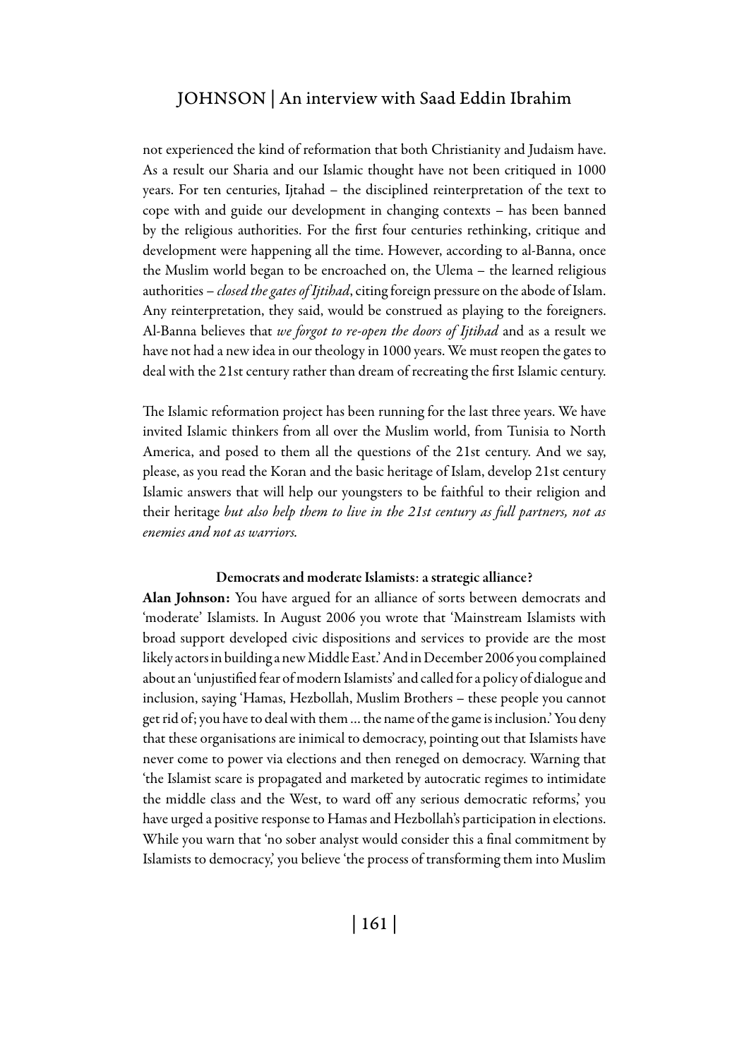not experienced the kind of reformation that both Christianity and Judaism have. As a result our Sharia and our Islamic thought have not been critiqued in 1000 years. For ten centuries, Ijtahad – the disciplined reinterpretation of the text to cope with and guide our development in changing contexts – has been banned by the religious authorities. For the first four centuries rethinking, critique and development were happening all the time. However, according to al-Banna, once the Muslim world began to be encroached on, the Ulema – the learned religious authorities – *closed the gates of Ijtihad*, citing foreign pressure on the abode of Islam. Any reinterpretation, they said, would be construed as playing to the foreigners. Al-Banna believes that *we forgot to re-open the doors of Ijtihad* and as a result we have not had a new idea in our theology in 1000 years. We must reopen the gates to deal with the 21st century rather than dream of recreating the first Islamic century.

The Islamic reformation project has been running for the last three years. We have invited Islamic thinkers from all over the Muslim world, from Tunisia to North America, and posed to them all the questions of the 21st century. And we say, please, as you read the Koran and the basic heritage of Islam, develop 21st century Islamic answers that will help our youngsters to be faithful to their religion and their heritage *but also help them to live in the 21st century as full partners, not as enemies and not as warriors.*

### Democrats and moderate Islamists: a strategic alliance?

**Alan Johnson:** You have argued for an alliance of sorts between democrats and 'moderate' Islamists. In August 2006 you wrote that 'Mainstream Islamists with broad support developed civic dispositions and services to provide are the most likely actors in building a new Middle East.' And in December 2006 you complained about an 'unjustified fear of modern Islamists' and called for a policy of dialogue and inclusion, saying 'Hamas, Hezbollah, Muslim Brothers – these people you cannot get rid of; you have to deal with them ... the name of the game is inclusion.' You deny that these organisations are inimical to democracy, pointing out that Islamists have never come to power via elections and then reneged on democracy. Warning that 'the Islamist scare is propagated and marketed by autocratic regimes to intimidate the middle class and the West, to ward off any serious democratic reforms,' you have urged a positive response to Hamas and Hezbollah's participation in elections. While you warn that 'no sober analyst would consider this a final commitment by Islamists to democracy,' you believe 'the process of transforming them into Muslim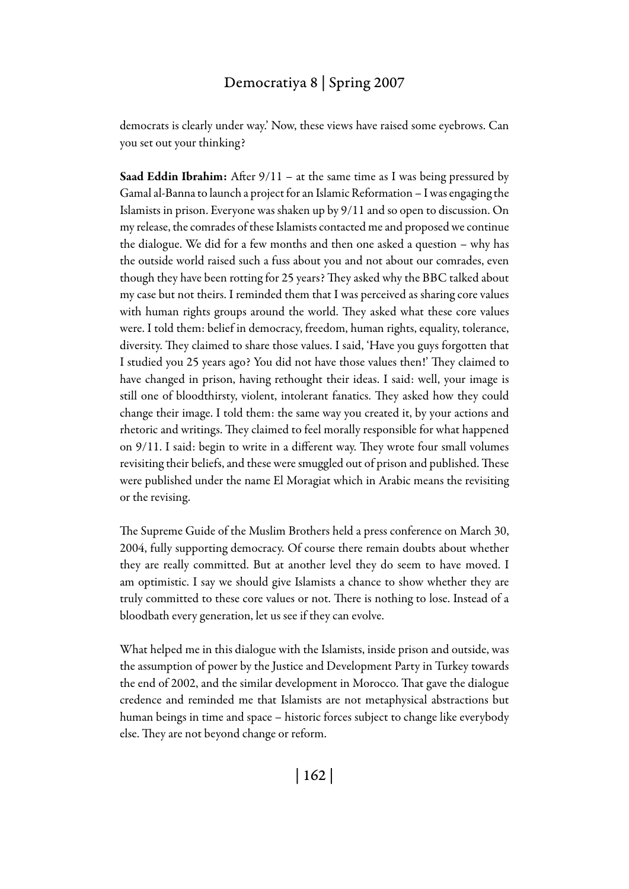democrats is clearly under way.' Now, these views have raised some eyebrows. Can you set out your thinking?

**Saad Eddin Ibrahim:** After 9/11 – at the same time as I was being pressured by Gamal al-Banna to launch a project for an Islamic Reformation – I was engaging the Islamists in prison. Everyone was shaken up by 9/11 and so open to discussion. On my release, the comrades of these Islamists contacted me and proposed we continue the dialogue. We did for a few months and then one asked a question – why has the outside world raised such a fuss about you and not about our comrades, even though they have been rotting for 25 years? They asked why the BBC talked about my case but not theirs. I reminded them that I was perceived as sharing core values with human rights groups around the world. They asked what these core values were. I told them: belief in democracy, freedom, human rights, equality, tolerance, diversity. They claimed to share those values. I said, 'Have you guys forgotten that I studied you 25 years ago? You did not have those values then!' They claimed to have changed in prison, having rethought their ideas. I said: well, your image is still one of bloodthirsty, violent, intolerant fanatics. They asked how they could change their image. I told them: the same way you created it, by your actions and rhetoric and writings. They claimed to feel morally responsible for what happened on 9/11. I said: begin to write in a different way. They wrote four small volumes revisiting their beliefs, and these were smuggled out of prison and published. These were published under the name El Moragiat which in Arabic means the revisiting or the revising.

The Supreme Guide of the Muslim Brothers held a press conference on March 30, 2004, fully supporting democracy. Of course there remain doubts about whether they are really committed. But at another level they do seem to have moved. I am optimistic. I say we should give Islamists a chance to show whether they are truly committed to these core values or not. There is nothing to lose. Instead of a bloodbath every generation, let us see if they can evolve.

What helped me in this dialogue with the Islamists, inside prison and outside, was the assumption of power by the Justice and Development Party in Turkey towards the end of 2002, and the similar development in Morocco. That gave the dialogue credence and reminded me that Islamists are not metaphysical abstractions but human beings in time and space – historic forces subject to change like everybody else. They are not beyond change or reform.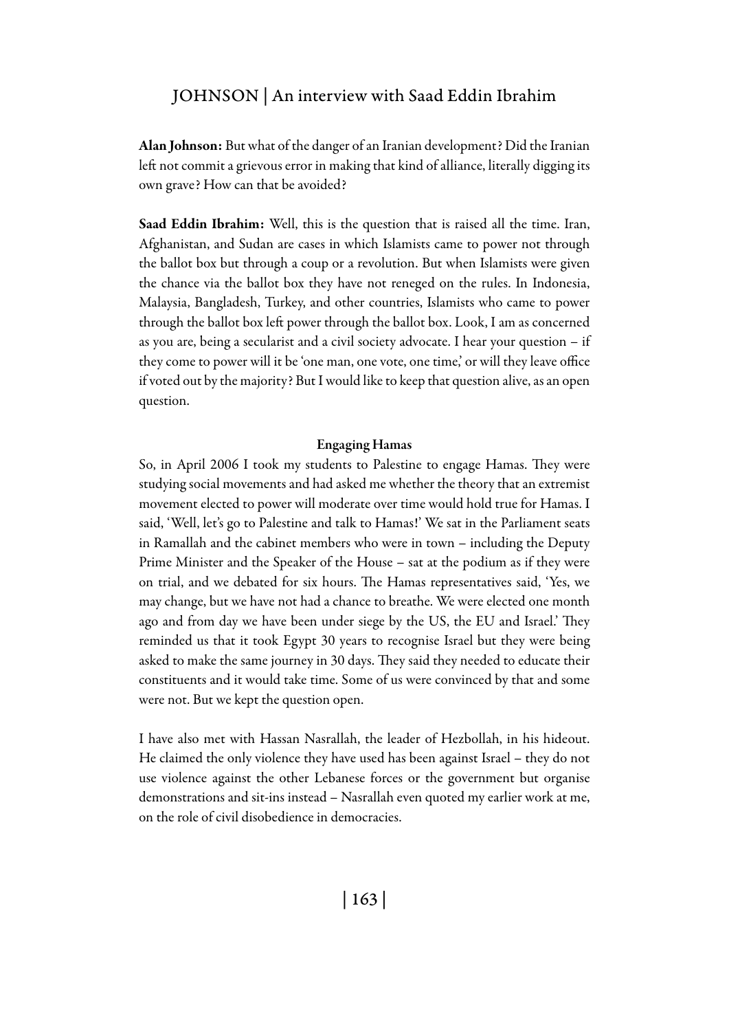**Alan Johnson:** But what of the danger of an Iranian development? Did the Iranian left not commit a grievous error in making that kind of alliance, literally digging its own grave? How can that be avoided?

**Saad Eddin Ibrahim:** Well, this is the question that is raised all the time. Iran, Afghanistan, and Sudan are cases in which Islamists came to power not through the ballot box but through a coup or a revolution. But when Islamists were given the chance via the ballot box they have not reneged on the rules. In Indonesia, Malaysia, Bangladesh, Turkey, and other countries, Islamists who came to power through the ballot box left power through the ballot box. Look, I am as concerned as you are, being a secularist and a civil society advocate. I hear your question – if they come to power will it be 'one man, one vote, one time,' or will they leave office if voted out by the majority? But I would like to keep that question alive, as an open question.

**Engaging Hamas**

So, in April 2006 I took my students to Palestine to engage Hamas. They were studying social movements and had asked me whether the theory that an extremist movement elected to power will moderate over time would hold true for Hamas. I said, 'Well, let's go to Palestine and talk to Hamas!' We sat in the Parliament seats in Ramallah and the cabinet members who were in town – including the Deputy Prime Minister and the Speaker of the House – sat at the podium as if they were on trial, and we debated for six hours. The Hamas representatives said, 'Yes, we may change, but we have not had a chance to breathe. We were elected one month ago and from day we have been under siege by the US, the EU and Israel.' They reminded us that it took Egypt 30 years to recognise Israel but they were being asked to make the same journey in 30 days. They said they needed to educate their constituents and it would take time. Some of us were convinced by that and some were not. But we kept the question open.

I have also met with Hassan Nasrallah, the leader of Hezbollah, in his hideout. He claimed the only violence they have used has been against Israel – they do not use violence against the other Lebanese forces or the government but organise demonstrations and sit-ins instead – Nasrallah even quoted my earlier work at me, on the role of civil disobedience in democracies.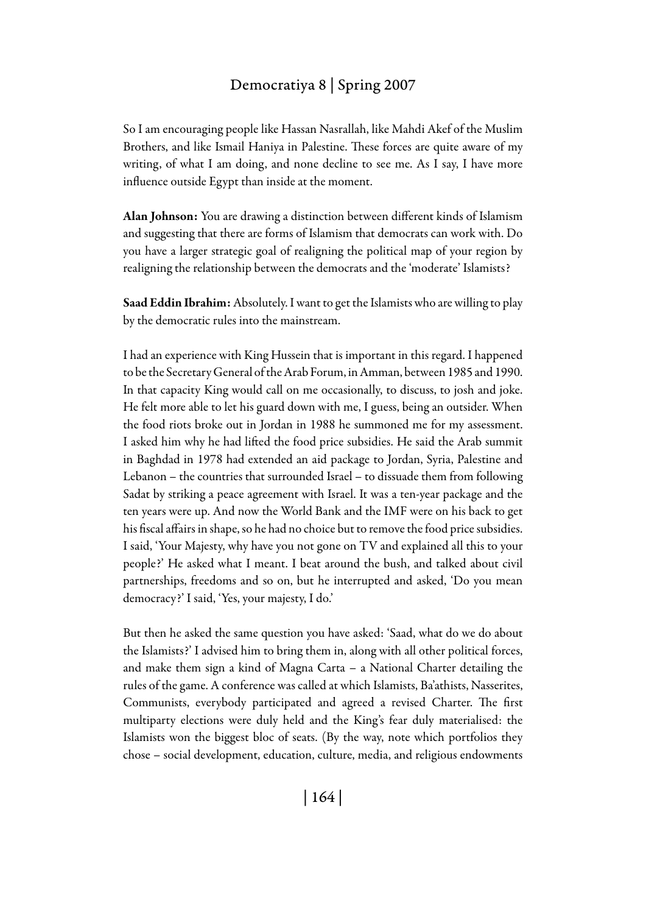So I am encouraging people like Hassan Nasrallah, like Mahdi Akef of the Muslim Brothers, and like Ismail Haniya in Palestine. These forces are quite aware of my writing, of what I am doing, and none decline to see me. As I say, I have more influence outside Egypt than inside at the moment.

**Alan Johnson:** You are drawing a distinction between different kinds of Islamism and suggesting that there are forms of Islamism that democrats can work with. Do you have a larger strategic goal of realigning the political map of your region by realigning the relationship between the democrats and the 'moderate' Islamists?

**Saad Eddin Ibrahim:** Absolutely. I want to get the Islamists who are willing to play by the democratic rules into the mainstream.

I had an experience with King Hussein that is important in this regard. I happened to be the Secretary General of the Arab Forum, in Amman, between 1985 and 1990. In that capacity King would call on me occasionally, to discuss, to josh and joke. He felt more able to let his guard down with me, I guess, being an outsider. When the food riots broke out in Jordan in 1988 he summoned me for my assessment. I asked him why he had lifted the food price subsidies. He said the Arab summit in Baghdad in 1978 had extended an aid package to Jordan, Syria, Palestine and Lebanon – the countries that surrounded Israel – to dissuade them from following Sadat by striking a peace agreement with Israel. It was a ten-year package and the ten years were up. And now the World Bank and the IMF were on his back to get his fiscal affairs in shape, so he had no choice but to remove the food price subsidies. I said, 'Your Majesty, why have you not gone on TV and explained all this to your people?' He asked what I meant. I beat around the bush, and talked about civil partnerships, freedoms and so on, but he interrupted and asked, 'Do you mean democracy?' I said, 'Yes, your majesty, I do.'

But then he asked the same question you have asked: 'Saad, what do we do about the Islamists?' I advised him to bring them in, along with all other political forces, and make them sign a kind of Magna Carta – a National Charter detailing the rules of the game. A conference was called at which Islamists, Ba'athists, Nasserites, Communists, everybody participated and agreed a revised Charter. The first multiparty elections were duly held and the King's fear duly materialised: the Islamists won the biggest bloc of seats. (By the way, note which portfolios they chose – social development, education, culture, media, and religious endowments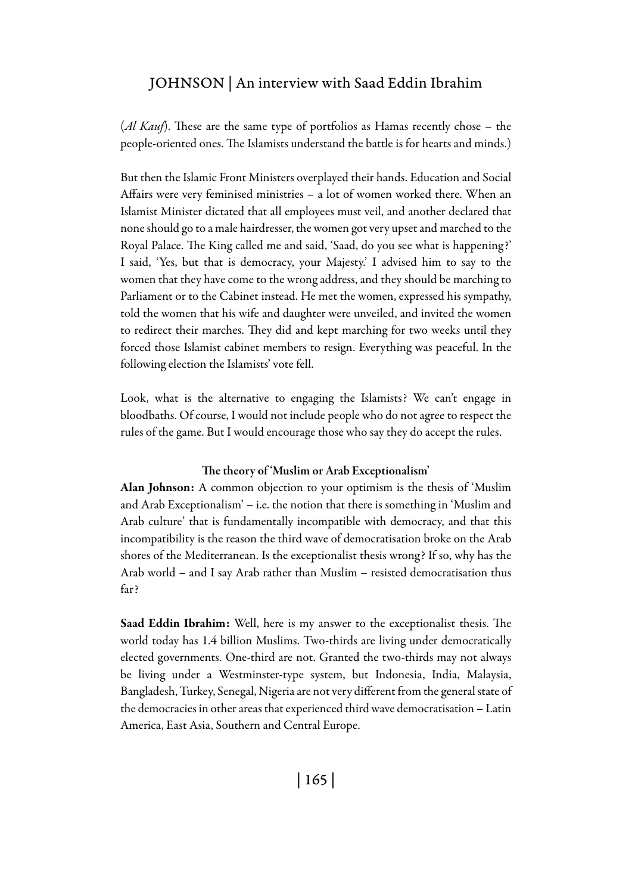(*Al Kauf*). These are the same type of portfolios as Hamas recently chose – the people-oriented ones. The Islamists understand the battle is for hearts and minds.)

But then the Islamic Front Ministers overplayed their hands. Education and Social Affairs were very feminised ministries – a lot of women worked there. When an Islamist Minister dictated that all employees must veil, and another declared that none should go to a male hairdresser, the women got very upset and marched to the Royal Palace. The King called me and said, 'Saad, do you see what is happening?' I said, 'Yes, but that is democracy, your Majesty.' I advised him to say to the women that they have come to the wrong address, and they should be marching to Parliament or to the Cabinet instead. He met the women, expressed his sympathy, told the women that his wife and daughter were unveiled, and invited the women to redirect their marches. They did and kept marching for two weeks until they forced those Islamist cabinet members to resign. Everything was peaceful. In the following election the Islamists' vote fell.

Look, what is the alternative to engaging the Islamists? We can't engage in bloodbaths. Of course, I would not include people who do not agree to respect the rules of the game. But I would encourage those who say they do accept the rules.

### The theory of 'Muslim or Arab Exceptionalism'

**Alan Johnson:** A common objection to your optimism is the thesis of 'Muslim and Arab Exceptionalism' – i.e. the notion that there is something in 'Muslim and Arab culture' that is fundamentally incompatible with democracy, and that this incompatibility is the reason the third wave of democratisation broke on the Arab shores of the Mediterranean. Is the exceptionalist thesis wrong? If so, why has the Arab world – and I say Arab rather than Muslim – resisted democratisation thus far?

**Saad Eddin Ibrahim:** Well, here is my answer to the exceptionalist thesis. The world today has 1.4 billion Muslims. Two-thirds are living under democratically elected governments. One-third are not. Granted the two-thirds may not always be living under a Westminster-type system, but Indonesia, India, Malaysia, Bangladesh, Turkey, Senegal, Nigeria are not very different from the general state of the democracies in other areas that experienced third wave democratisation – Latin America, East Asia, Southern and Central Europe.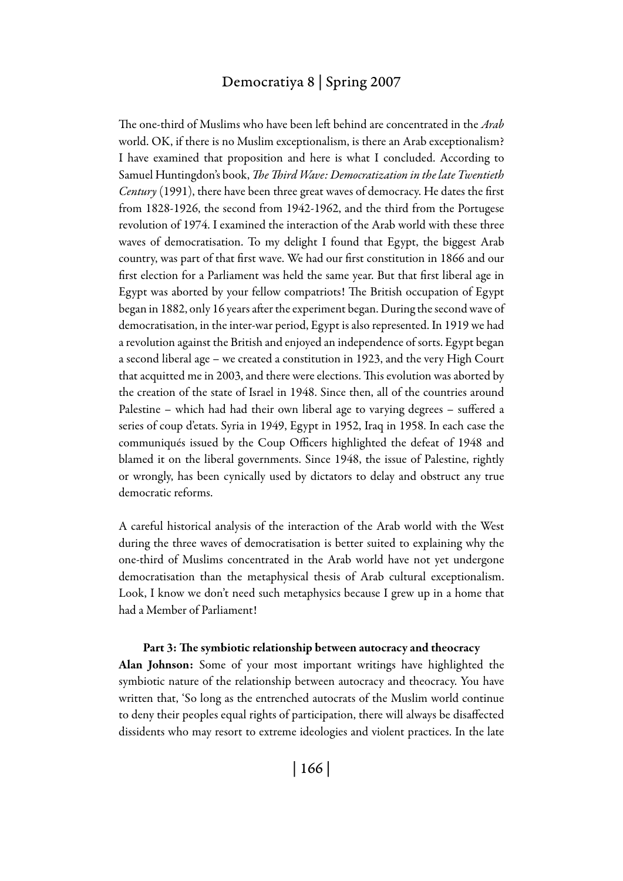The one-third of Muslims who have been left behind are concentrated in the *Arab* world. OK, if there is no Muslim exceptionalism, is there an Arab exceptionalism? I have examined that proposition and here is what I concluded. According to Samuel Huntingdon's book, *The Third Wave: Democratization in the late Twentieth Century* (1991), there have been three great waves of democracy. He dates the first from 1828-1926, the second from 1942-1962, and the third from the Portugese revolution of 1974. I examined the interaction of the Arab world with these three waves of democratisation. To my delight I found that Egypt, the biggest Arab country, was part of that first wave. We had our first constitution in 1866 and our first election for a Parliament was held the same year. But that first liberal age in Egypt was aborted by your fellow compatriots! The British occupation of Egypt began in 1882, only 16 years after the experiment began. During the second wave of democratisation, in the inter-war period, Egypt is also represented. In 1919 we had a revolution against the British and enjoyed an independence of sorts. Egypt began a second liberal age – we created a constitution in 1923, and the very High Court that acquitted me in 2003, and there were elections. This evolution was aborted by the creation of the state of Israel in 1948. Since then, all of the countries around Palestine – which had had their own liberal age to varying degrees – suffered a series of coup d'etats. Syria in 1949, Egypt in 1952, Iraq in 1958. In each case the communiqués issued by the Coup Officers highlighted the defeat of 1948 and blamed it on the liberal governments. Since 1948, the issue of Palestine, rightly or wrongly, has been cynically used by dictators to delay and obstruct any true democratic reforms.

A careful historical analysis of the interaction of the Arab world with the West during the three waves of democratisation is better suited to explaining why the one-third of Muslims concentrated in the Arab world have not yet undergone democratisation than the metaphysical thesis of Arab cultural exceptionalism. Look, I know we don't need such metaphysics because I grew up in a home that had a Member of Parliament!

### Part 3: The symbiotic relationship between autocracy and theocracy

**Alan Johnson:** Some of your most important writings have highlighted the symbiotic nature of the relationship between autocracy and theocracy. You have written that, 'So long as the entrenched autocrats of the Muslim world continue to deny their peoples equal rights of participation, there will always be disaffected dissidents who may resort to extreme ideologies and violent practices. In the late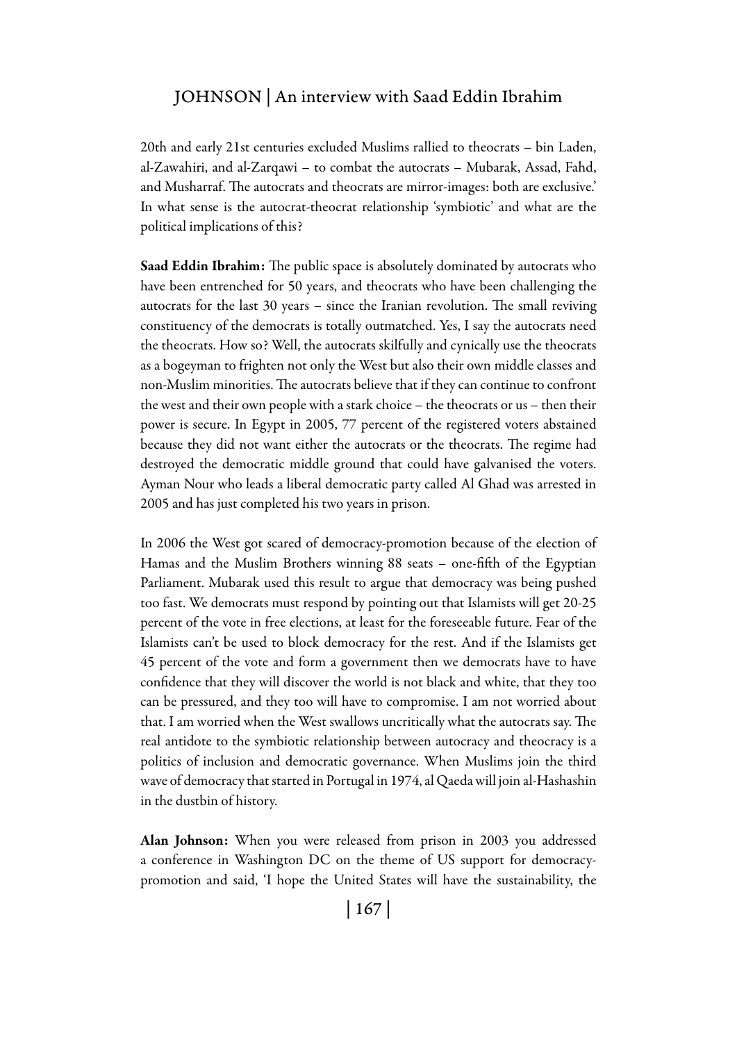20th and early 21st centuries excluded Muslims rallied to theocrats – bin Laden, al-Zawahiri, and al-Zarqawi – to combat the autocrats – Mubarak, Assad, Fahd, and Musharraf. The autocrats and theocrats are mirror-images: both are exclusive.' In what sense is the autocrat-theocrat relationship 'symbiotic' and what are the political implications of this?

**Saad Eddin Ibrahim:** The public space is absolutely dominated by autocrats who have been entrenched for 50 years, and theocrats who have been challenging the autocrats for the last 30 years – since the Iranian revolution. The small reviving constituency of the democrats is totally outmatched. Yes, I say the autocrats need the theocrats. How so? Well, the autocrats skilfully and cynically use the theocrats as a bogeyman to frighten not only the West but also their own middle classes and non-Muslim minorities. The autocrats believe that if they can continue to confront the west and their own people with a stark choice – the theocrats or us – then their power is secure. In Egypt in 2005, 77 percent of the registered voters abstained because they did not want either the autocrats or the theocrats. The regime had destroyed the democratic middle ground that could have galvanised the voters. Ayman Nour who leads a liberal democratic party called Al Ghad was arrested in 2005 and has just completed his two years in prison.

In 2006 the West got scared of democracy-promotion because of the election of Hamas and the Muslim Brothers winning 88 seats – one-fifth of the Egyptian Parliament. Mubarak used this result to argue that democracy was being pushed too fast. We democrats must respond by pointing out that Islamists will get 20-25 percent of the vote in free elections, at least for the foreseeable future. Fear of the Islamists can't be used to block democracy for the rest. And if the Islamists get 45 percent of the vote and form a government then we democrats have to have confidence that they will discover the world is not black and white, that they too can be pressured, and they too will have to compromise. I am not worried about that. I am worried when the West swallows uncritically what the autocrats say. The real antidote to the symbiotic relationship between autocracy and theocracy is a politics of inclusion and democratic governance. When Muslims join the third wave of democracy that started in Portugal in 1974, al Qaeda will join al-Hashashin in the dustbin of history.

**Alan Johnson:** When you were released from prison in 2003 you addressed a conference in Washington DC on the theme of US support for democracy-promotion and said, 'I hope the United States will have the sustainability, the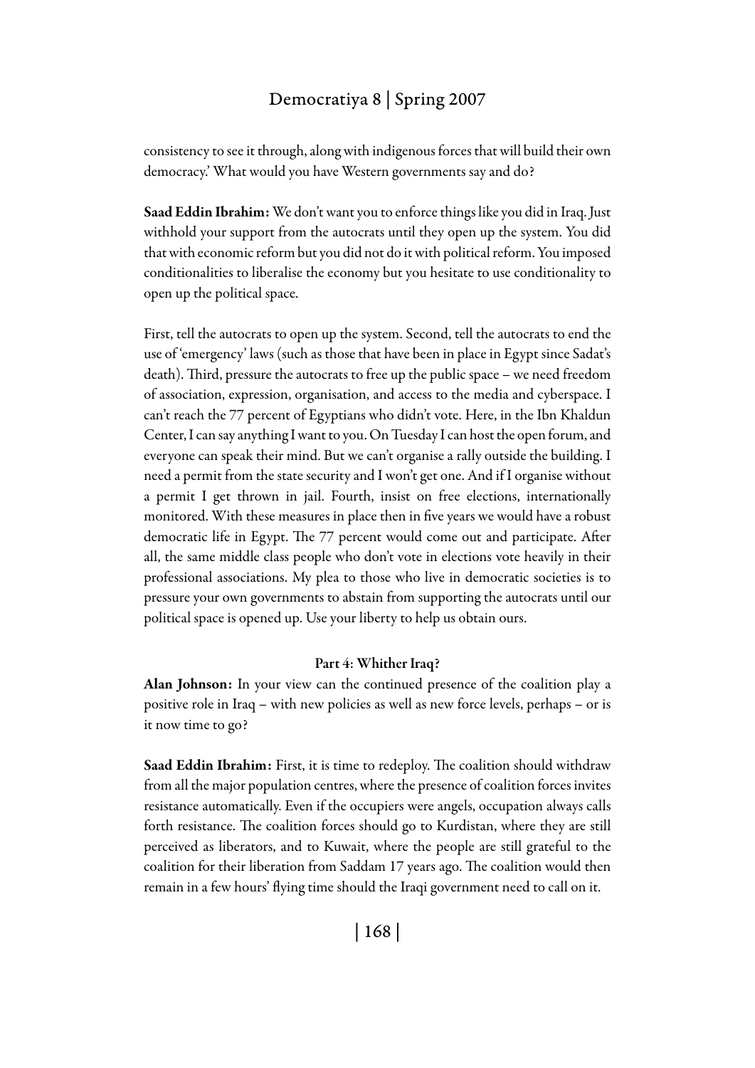consistency to see it through, along with indigenous forces that will build their own democracy.' What would you have Western governments say and do?

**Saad Eddin Ibrahim:** We don't want you to enforce things like you did in Iraq. Just withhold your support from the autocrats until they open up the system. You did that with economic reform but you did not do it with political reform. You imposed conditionalities to liberalise the economy but you hesitate to use conditionality to open up the political space.

First, tell the autocrats to open up the system. Second, tell the autocrats to end the use of 'emergency' laws (such as those that have been in place in Egypt since Sadat's death). Third, pressure the autocrats to free up the public space – we need freedom of association, expression, organisation, and access to the media and cyberspace. I can't reach the 77 percent of Egyptians who didn't vote. Here, in the Ibn Khaldun Center, I can say anything I want to you. On Tuesday I can host the open forum, and everyone can speak their mind. But we can't organise a rally outside the building. I need a permit from the state security and I won't get one. And if I organise without a permit I get thrown in jail. Fourth, insist on free elections, internationally monitored. With these measures in place then in five years we would have a robust democratic life in Egypt. The 77 percent would come out and participate. After all, the same middle class people who don't vote in elections vote heavily in their professional associations. My plea to those who live in democratic societies is to pressure your own governments to abstain from supporting the autocrats until our political space is opened up. Use your liberty to help us obtain ours.

### Part 4: Whither Iraq?

**Alan Johnson:** In your view can the continued presence of the coalition play a positive role in Iraq – with new policies as well as new force levels, perhaps – or is it now time to go?

**Saad Eddin Ibrahim:** First, it is time to redeploy. The coalition should withdraw from all the major population centres, where the presence of coalition forces invites resistance automatically. Even if the occupiers were angels, occupation always calls forth resistance. The coalition forces should go to Kurdistan, where they are still perceived as liberators, and to Kuwait, where the people are still grateful to the coalition for their liberation from Saddam 17 years ago. The coalition would then remain in a few hours' flying time should the Iraqi government need to call on it.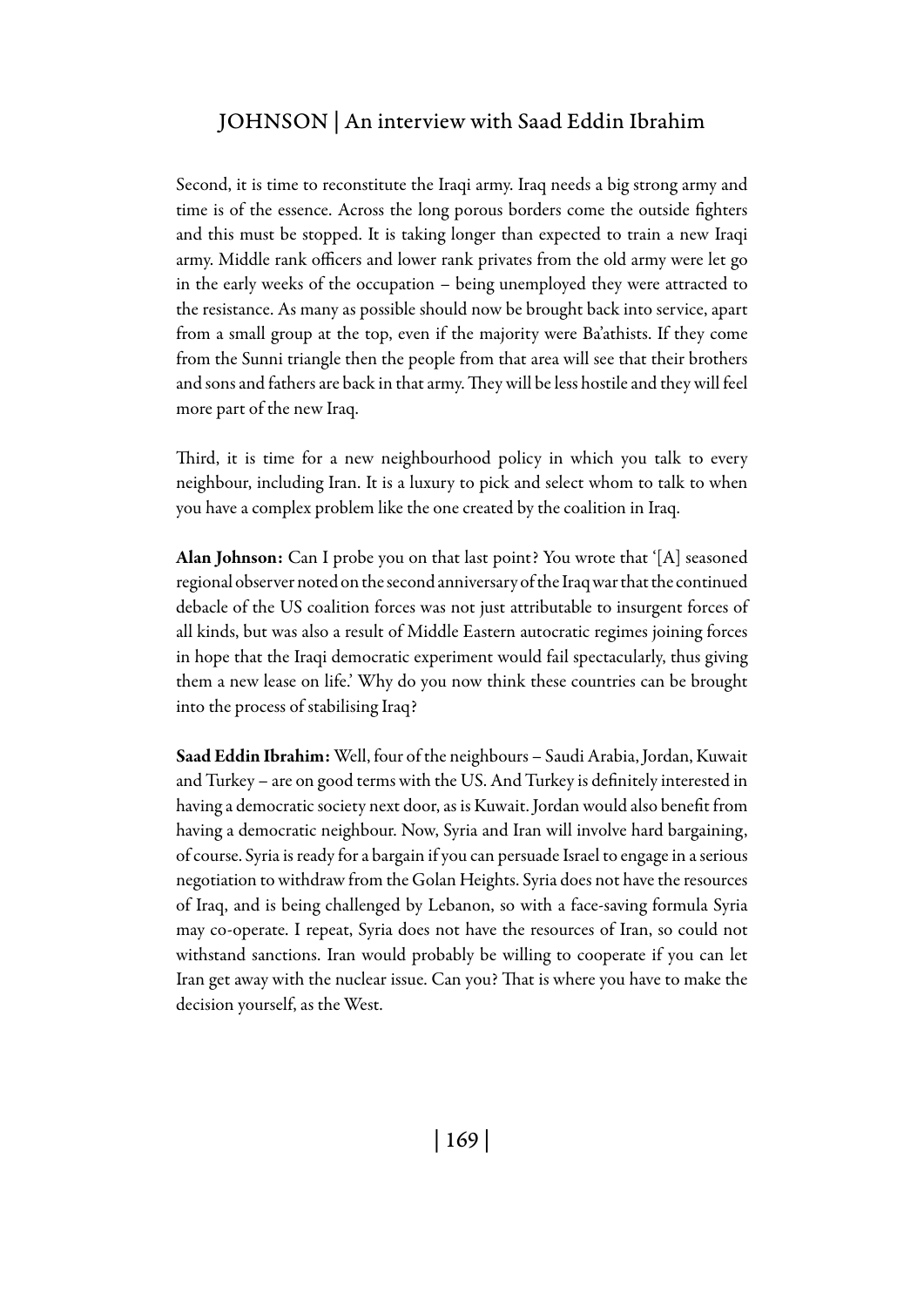Second, it is time to reconstitute the Iraqi army. Iraq needs a big strong army and time is of the essence. Across the long porous borders come the outside fighters and this must be stopped. It is taking longer than expected to train a new Iraqi army. Middle rank officers and lower rank privates from the old army were let go in the early weeks of the occupation – being unemployed they were attracted to the resistance. As many as possible should now be brought back into service, apart from a small group at the top, even if the majority were Ba'athists. If they come from the Sunni triangle then the people from that area will see that their brothers and sons and fathers are back in that army. They will be less hostile and they will feel more part of the new Iraq.

Third, it is time for a new neighbourhood policy in which you talk to every neighbour, including Iran. It is a luxury to pick and select whom to talk to when you have a complex problem like the one created by the coalition in Iraq.

**Alan Johnson:** Can I probe you on that last point? You wrote that '[A] seasoned regional observer noted on the second anniversary of the Iraq war that the continued debacle of the US coalition forces was not just attributable to insurgent forces of all kinds, but was also a result of Middle Eastern autocratic regimes joining forces in hope that the Iraqi democratic experiment would fail spectacularly, thus giving them a new lease on life.' Why do you now think these countries can be brought into the process of stabilising Iraq?

**Saad Eddin Ibrahim:** Well, four of the neighbours – Saudi Arabia, Jordan, Kuwait and Turkey – are on good terms with the US. And Turkey is definitely interested in having a democratic society next door, as is Kuwait. Jordan would also benefit from having a democratic neighbour. Now, Syria and Iran will involve hard bargaining, of course. Syria is ready for a bargain if you can persuade Israel to engage in a serious negotiation to withdraw from the Golan Heights. Syria does not have the resources of Iraq, and is being challenged by Lebanon, so with a face-saving formula Syria may co-operate. I repeat, Syria does not have the resources of Iran, so could not withstand sanctions. Iran would probably be willing to cooperate if you can let Iran get away with the nuclear issue. Can you? That is where you have to make the decision yourself, as the West.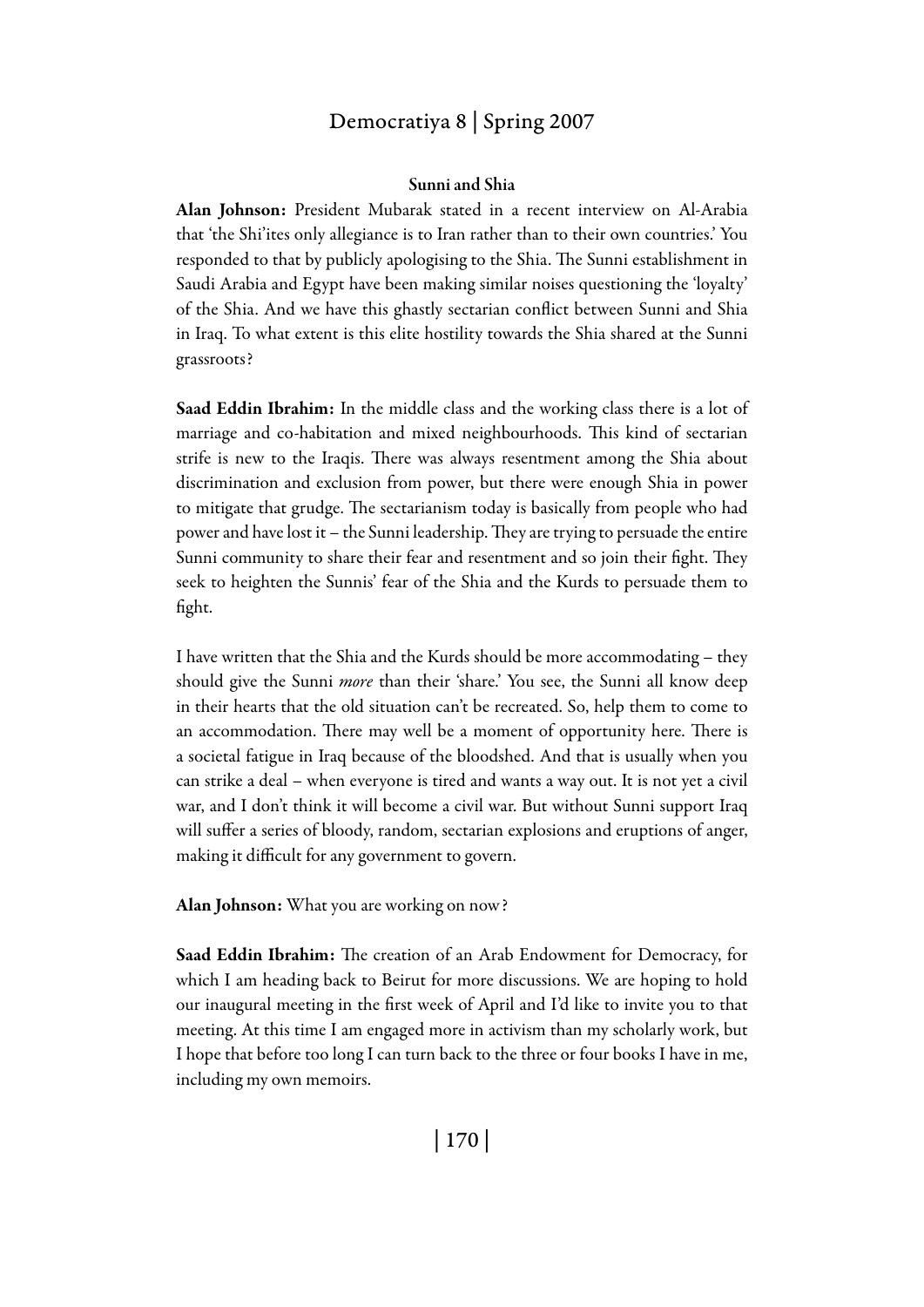### Sunni and Shia

**Alan Johnson:** President Mubarak stated in a recent interview on Al-Arabia that 'the Shi'ites only allegiance is to Iran rather than to their own countries.' You responded to that by publicly apologising to the Shia. The Sunni establishment in Saudi Arabia and Egypt have been making similar noises questioning the 'loyalty' of the Shia. And we have this ghastly sectarian conflict between Sunni and Shia in Iraq. To what extent is this elite hostility towards the Shia shared at the Sunni grassroots?

**Saad Eddin Ibrahim:** In the middle class and the working class there is a lot of marriage and co-habitation and mixed neighbourhoods. This kind of sectarian strife is new to the Iraqis. There was always resentment among the Shia about discrimination and exclusion from power, but there were enough Shia in power to mitigate that grudge. The sectarianism today is basically from people who had power and have lost it – the Sunni leadership. They are trying to persuade the entire Sunni community to share their fear and resentment and so join their fight. They seek to heighten the Sunnis' fear of the Shia and the Kurds to persuade them to fight.

I have written that the Shia and the Kurds should be more accommodating – they should give the Sunni *more* than their 'share.' You see, the Sunni all know deep in their hearts that the old situation can't be recreated. So, help them to come to an accommodation. There may well be a moment of opportunity here. There is a societal fatigue in Iraq because of the bloodshed. And that is usually when you can strike a deal – when everyone is tired and wants a way out. It is not yet a civil war, and I don't think it will become a civil war. But without Sunni support Iraq will suffer a series of bloody, random, sectarian explosions and eruptions of anger, making it difficult for any government to govern.

**Alan Johnson:** What you are working on now?

**Saad Eddin Ibrahim:** The creation of an Arab Endowment for Democracy, for which I am heading back to Beirut for more discussions. We are hoping to hold our inaugural meeting in the first week of April and I'd like to invite you to that meeting. At this time I am engaged more in activism than my scholarly work, but I hope that before too long I can turn back to the three or four books I have in me, including my own memoirs.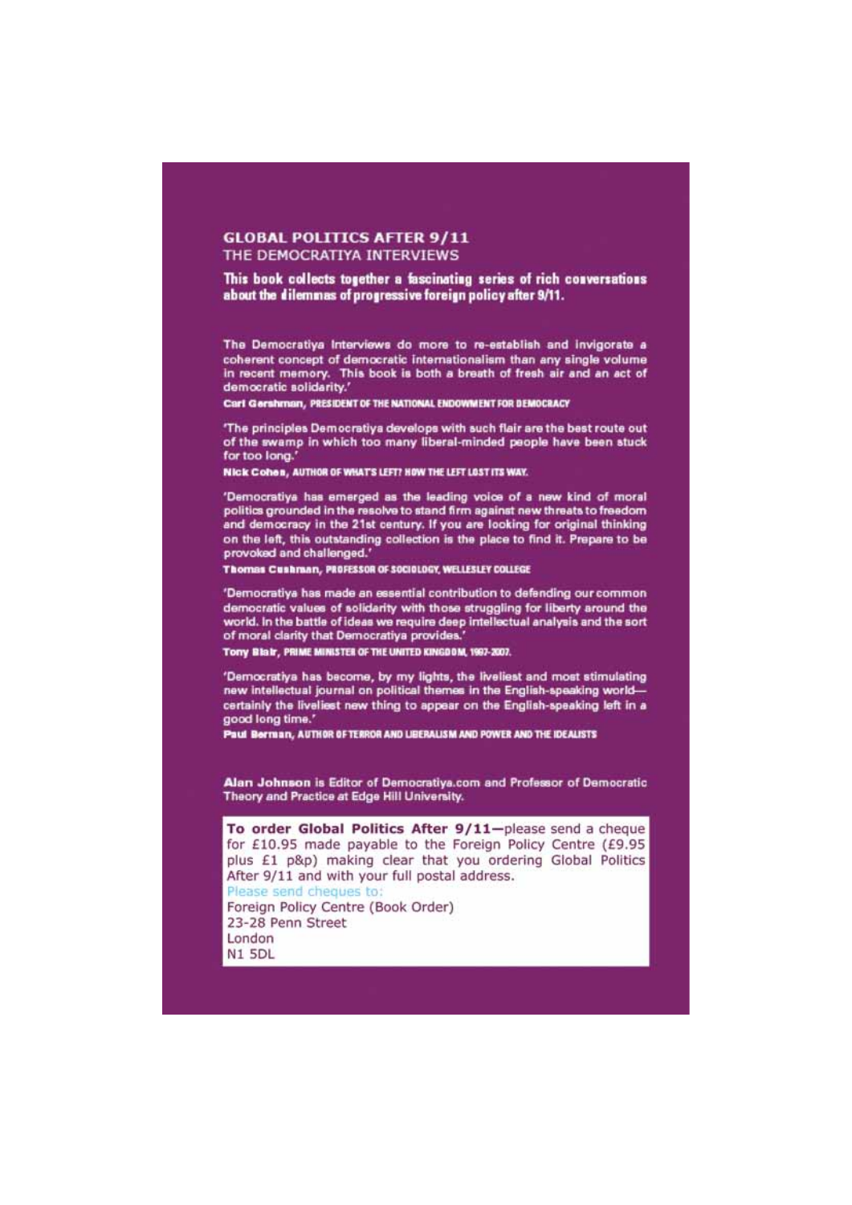## GLOBAL POLITICS AFTER 9/11
THE DEMOCRATIYA INTERVIEWS

**This book collects together a fascinating series of rich conversations about the dilemmas of progressive foreign policy after 9/11.**

The Democratiya Interviews do more to re-establish and invigorate a coherent concept of democratic internationalism than any single volume in recent memory. This book is both a breath of fresh air and an act of democratic solidarity.'

**Carl Gershman, PRESIDENT OF THE NATIONAL ENDOWMENT FOR DEMOCRACY**

'The principles Democratiya develops with such flair are the best route out of the swamp in which too many liberal-minded people have been stuck for too long.'

**Nick Cohen, AUTHOR OF WHAT'S LEFT? HOW THE LEFT LOST ITS WAY.**

'Democratiya has emerged as the leading voice of a new kind of moral politics grounded in the resolve to stand firm against new threats to freedom and democracy in the 21st century. If you are looking for original thinking on the left, this outstanding collection is the place to find it. Prepare to be provoked and challenged.'

**Thomas Cushman, PROFESSOR OF SOCIOLOGY, WELLESLEY COLLEGE**

'Democratiya has made an essential contribution to defending our common democratic values of solidarity with those struggling for liberty around the world. In the battle of ideas we require deep intellectual analysis and the sort of moral clarity that Democratiya provides.'

**Tony Blair, PRIME MINISTER OF THE UNITED KINGDOM, 1997-2007.**

'Democratiya has become, by my lights, the liveliest and most stimulating new intellectual journal on political themes in the English-speaking world—certainly the liveliest new thing to appear on the English-speaking left in a good long time.'

**Paul Berman, AUTHOR OF TERROR AND LIBERALISM AND POWER AND THE IDEALISTS**

**Alan Johnson** is Editor of Democratiya.com and Professor of Democratic Theory and Practice at Edge Hill University.

**To order Global Politics After 9/11**—please send a cheque for £10.95 made payable to the Foreign Policy Centre (£9.95 plus £1 p&p) making clear that you ordering Global Politics After 9/11 and with your full postal address.

Please send cheques to:
Foreign Policy Centre (Book Order)
23-28 Penn Street
London
N1 5DL